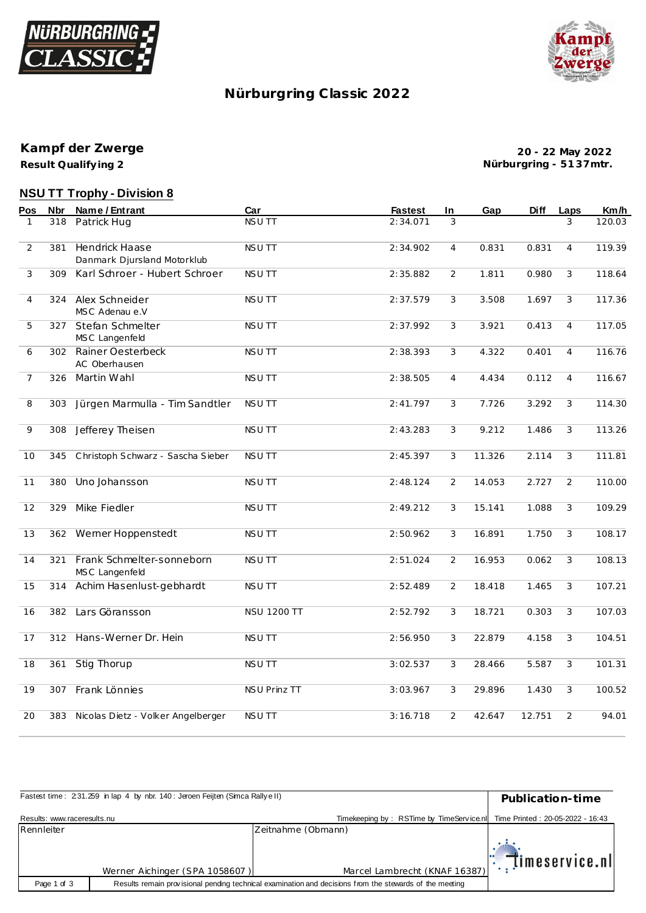# Nürburgring Classic 2022

## Kampf der Zwerge

**Result Qualifying 2**

**20 - 22 May 2022**
**Nürburgring - 5137mtr.**

### NSU TT Trophy - Division 8

| Pos | Nbr | Name / Entrant | Car | Fastest | In | Gap | Diff | Laps | Km/h |
|---|---|---|---|---|---|---|---|---|---|
| 1 | 318 | Patrick Hug | NSU TT | 2:34.071 | 3 | | | 3 | 120.03 |
| 2 | 381 | Hendrick Haase<br>Danmark Djursland Motorklub | NSU TT | 2:34.902 | 4 | 0.831 | 0.831 | 4 | 119.39 |
| 3 | 309 | Karl Schroer - Hubert Schroer | NSU TT | 2:35.882 | 2 | 1.811 | 0.980 | 3 | 118.64 |
| 4 | 324 | Alex Schneider<br>MSC Adenau e.V | NSU TT | 2:37.579 | 3 | 3.508 | 1.697 | 3 | 117.36 |
| 5 | 327 | Stefan Schmelter<br>MSC Langenfeld | NSU TT | 2:37.992 | 3 | 3.921 | 0.413 | 4 | 117.05 |
| 6 | 302 | Rainer Oesterbeck<br>AC Oberhausen | NSU TT | 2:38.393 | 3 | 4.322 | 0.401 | 4 | 116.76 |
| 7 | 326 | Martin Wahl | NSU TT | 2:38.505 | 4 | 4.434 | 0.112 | 4 | 116.67 |
| 8 | 303 | Jürgen Marmulla - Tim Sandtler | NSU TT | 2:41.797 | 3 | 7.726 | 3.292 | 3 | 114.30 |
| 9 | 308 | Jefferey Theisen | NSU TT | 2:43.283 | 3 | 9.212 | 1.486 | 3 | 113.26 |
| 10 | 345 | Christoph Schwarz - Sascha Sieber | NSU TT | 2:45.397 | 3 | 11.326 | 2.114 | 3 | 111.81 |
| 11 | 380 | Uno Johansson | NSU TT | 2:48.124 | 2 | 14.053 | 2.727 | 2 | 110.00 |
| 12 | 329 | Mike Fiedler | NSU TT | 2:49.212 | 3 | 15.141 | 1.088 | 3 | 109.29 |
| 13 | 362 | Werner Hoppenstedt | NSU TT | 2:50.962 | 3 | 16.891 | 1.750 | 3 | 108.17 |
| 14 | 321 | Frank Schmelter-sonneborn<br>MSC Langenfeld | NSU TT | 2:51.024 | 2 | 16.953 | 0.062 | 3 | 108.13 |
| 15 | 314 | Achim Hasenlust-gebhardt | NSU TT | 2:52.489 | 2 | 18.418 | 1.465 | 3 | 107.21 |
| 16 | 382 | Lars Göransson | NSU 1200 TT | 2:52.792 | 3 | 18.721 | 0.303 | 3 | 107.03 |
| 17 | 312 | Hans-Werner Dr. Hein | NSU TT | 2:56.950 | 3 | 22.879 | 4.158 | 3 | 104.51 |
| 18 | 361 | Stig Thorup | NSU TT | 3:02.537 | 3 | 28.466 | 5.587 | 3 | 101.31 |
| 19 | 307 | Frank Lönnies | NSU Prinz TT | 3:03.967 | 3 | 29.896 | 1.430 | 3 | 100.52 |
| 20 | 383 | Nicolas Dietz - Volker Angelberger | NSU TT | 3:16.718 | 2 | 42.647 | 12.751 | 2 | 94.01 |

Fastest time : 2:31.259 in lap 4 by nbr. 140 : Jeroen Feijten (Simca Rally e II)

**Publication-time**

Results: www.raceresults.nu

Timekeeping by : RSTime by TimeService.nl

Time Printed : 20-05-2022 - 16:43

| Rennleiter | Zeitnahme (Obmann) |
|---|---|
| Werner Aichinger (SPA 1058607 ) | Marcel Lambrecht (KNAF 16387) |

Results remain provisional pending technical examination and decisions from the stewards of the meeting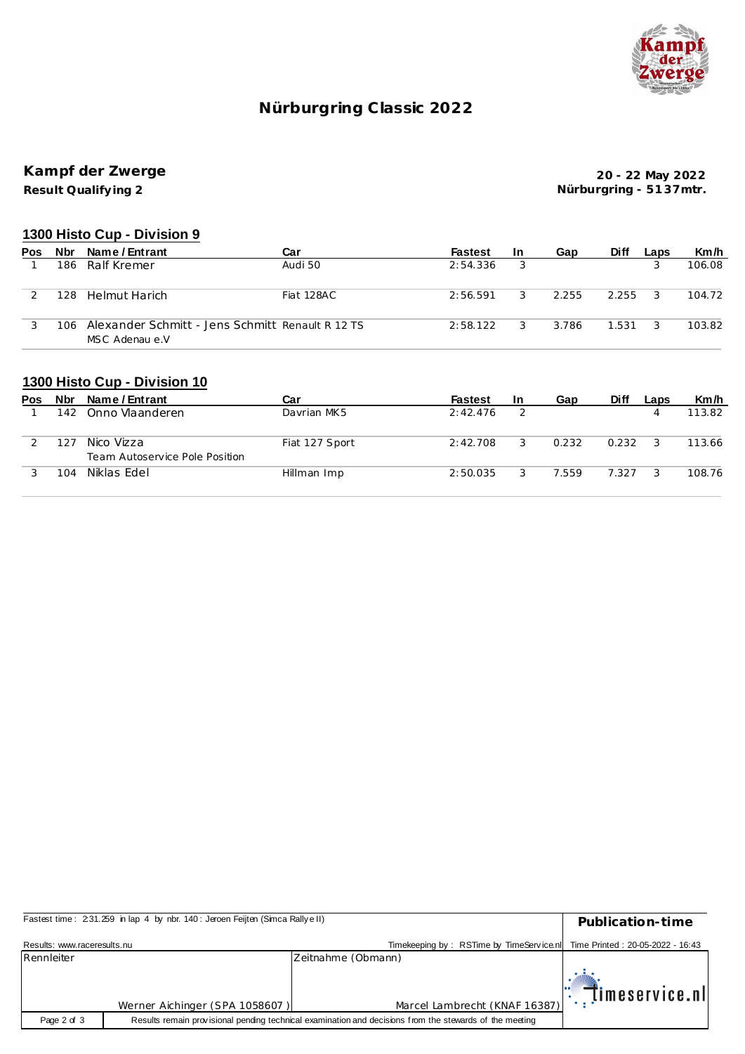# Nürburgring Classic 2022

## Kampf der Zwerge

**Result Qualifying 2**

**20 - 22 May 2022**
**Nürburgring - 5137mtr.**

### 1300 Histo Cup - Division 9

| Pos | Nbr | Name / Entrant | Car | Fastest | In | Gap | Diff | Laps | Km/h |
|---|---|---|---|---|---|---|---|---|---|
| 1 | 186 | Ralf Kremer | Audi 50 | 2:54.336 | 3 | | | 3 | 106.08 |
| 2 | 128 | Helmut Harich | Fiat 128AC | 2:56.591 | 3 | 2.255 | 2.255 | 3 | 104.72 |
| 3 | 106 | Alexander Schmitt - Jens Schmitt<br>MSC Adenau e.V | Renault R 12 TS | 2:58.122 | 3 | 3.786 | 1.531 | 3 | 103.82 |

### 1300 Histo Cup - Division 10

| Pos | Nbr | Name / Entrant | Car | Fastest | In | Gap | Diff | Laps | Km/h |
|---|---|---|---|---|---|---|---|---|---|
| 1 | 142 | Onno Vlaanderen | Davrian MK5 | 2:42.476 | 2 | | | 4 | 113.82 |
| 2 | 127 | Nico Vizza<br>Team Autoservice Pole Position | Fiat 127 Sport | 2:42.708 | 3 | 0.232 | 0.232 | 3 | 113.66 |
| 3 | 104 | Niklas Edel | Hillman Imp | 2:50.035 | 3 | 7.559 | 7.327 | 3 | 108.76 |

Fastest time : 2:31.259 in lap 4 by nbr. 140 : Jeroen Feijten (Simca Rallye II)

**Publication-time**

Results: www.raceresults.nu

Timekeeping by : RSTime by TimeService.nl

Time Printed : 20-05-2022 - 16:43

| Rennleiter | Zeitnahme (Obmann) |
|---|---|
| Werner Aichinger (SPA 1058607 ) | Marcel Lambrecht (KNAF 16387) |

Results remain provisional pending technical examination and decisions from the stewards of the meeting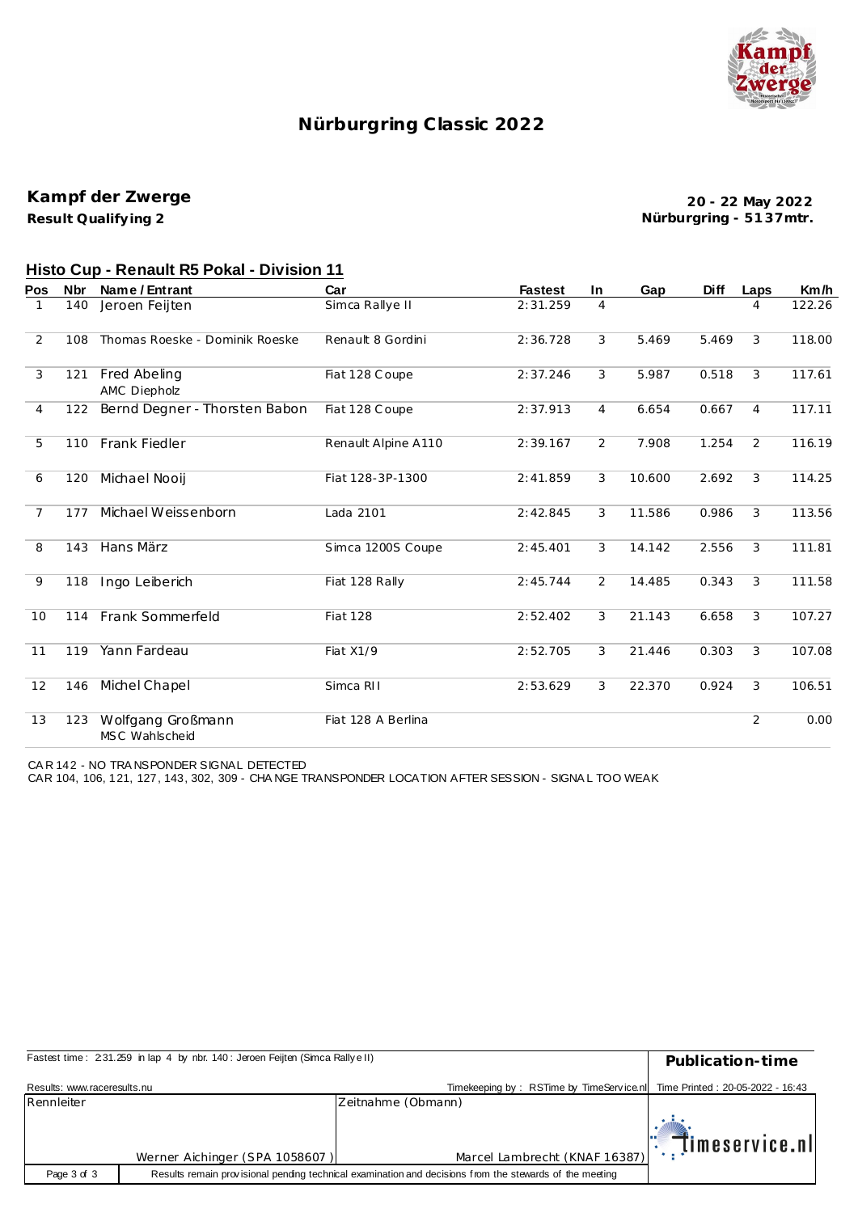# Nürburgring Classic 2022

## Kampf der Zwerge

**Result Qualifying 2**

**20 - 22 May 2022**
**Nürburgring - 5137mtr.**

### Histo Cup - Renault R5 Pokal - Division 11

| Pos | Nbr | Name / Entrant | Car | Fastest | In | Gap | Diff | Laps | Km/h |
|---|---|---|---|---|---|---|---|---|---|
| 1 | 140 | Jeroen Feijten | Simca Rallye II | 2:31.259 | 4 | | | 4 | 122.26 |
| 2 | 108 | Thomas Roeske - Dominik Roeske | Renault 8 Gordini | 2:36.728 | 3 | 5.469 | 5.469 | 3 | 118.00 |
| 3 | 121 | Fred Abeling<br>AMC Diepholz | Fiat 128 Coupe | 2:37.246 | 3 | 5.987 | 0.518 | 3 | 117.61 |
| 4 | 122 | Bernd Degner - Thorsten Babon | Fiat 128 Coupe | 2:37.913 | 4 | 6.654 | 0.667 | 4 | 117.11 |
| 5 | 110 | Frank Fiedler | Renault Alpine A110 | 2:39.167 | 2 | 7.908 | 1.254 | 2 | 116.19 |
| 6 | 120 | Michael Nooij | Fiat 128-3P-1300 | 2:41.859 | 3 | 10.600 | 2.692 | 3 | 114.25 |
| 7 | 177 | Michael Weissenborn | Lada 2101 | 2:42.845 | 3 | 11.586 | 0.986 | 3 | 113.56 |
| 8 | 143 | Hans März | Simca 1200S Coupe | 2:45.401 | 3 | 14.142 | 2.556 | 3 | 111.81 |
| 9 | 118 | Ingo Leiberich | Fiat 128 Rally | 2:45.744 | 2 | 14.485 | 0.343 | 3 | 111.58 |
| 10 | 114 | Frank Sommerfeld | Fiat 128 | 2:52.402 | 3 | 21.143 | 6.658 | 3 | 107.27 |
| 11 | 119 | Yann Fardeau | Fiat X1/9 | 2:52.705 | 3 | 21.446 | 0.303 | 3 | 107.08 |
| 12 | 146 | Michel Chapel | Simca RII | 2:53.629 | 3 | 22.370 | 0.924 | 3 | 106.51 |
| 13 | 123 | Wolfgang Großmann<br>MSC Wahlscheid | Fiat 128 A Berlina | | | | | 2 | 0.00 |

CAR 142 - NO TRANSPONDER SIGNAL DETECTED
CAR 104, 106, 121, 127, 143, 302, 309 - CHANGE TRANSPONDER LOCATION AFTER SESSION - SIGNAL TOO WEAK

Fastest time : 2:31.259 in lap 4 by nbr. 140 : Jeroen Feijten (Simca Rallye II)

**Publication-time**

Results: www.raceresults.nu

Timekeeping by : RSTime by TimeService.nl

Time Printed : 20-05-2022 - 16:43

| Rennleiter | Zeitnahme (Obmann) | |
|---|---|---|
| Werner Aichinger (SPA 1058607) | Marcel Lambrecht (KNAF 16387) | timeservice.nl |

Results remain provisional pending technical examination and decisions from the stewards of the meeting